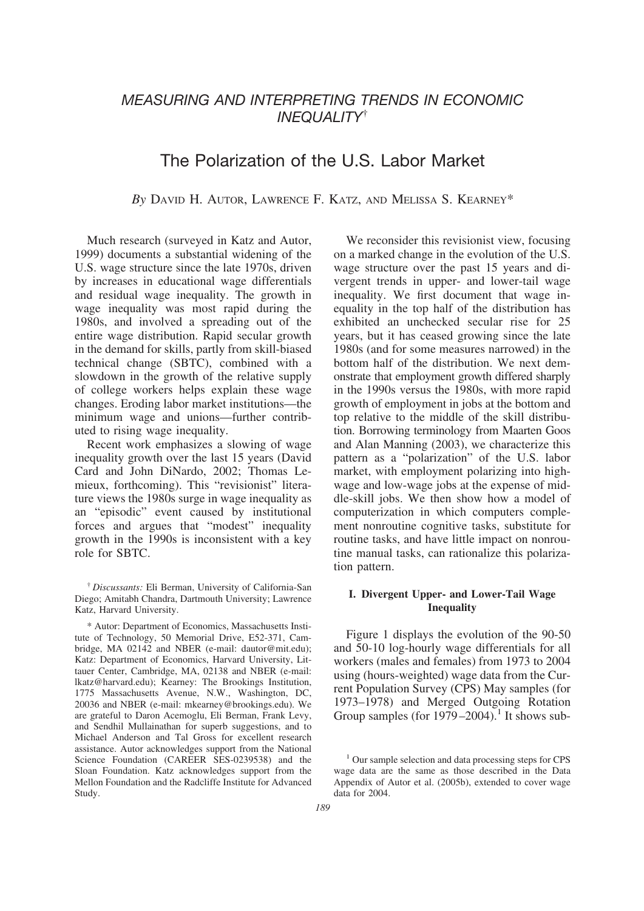# *MEASURING AND INTERPRETING TRENDS IN ECONOMIC INEQUALITY*[†]

## The Polarization of the U.S. Labor Market

*By* DAVID H. AUTOR, LAWRENCE F. KATZ, AND MELISSA S. KEARNEY*

Much research (surveyed in Katz and Autor, 1999) documents a substantial widening of the U.S. wage structure since the late 1970s, driven by increases in educational wage differentials and residual wage inequality. The growth in wage inequality was most rapid during the 1980s, and involved a spreading out of the entire wage distribution. Rapid secular growth in the demand for skills, partly from skill-biased technical change (SBTC), combined with a slowdown in the growth of the relative supply of college workers helps explain these wage changes. Eroding labor market institutions—the minimum wage and unions—further contributed to rising wage inequality.

Recent work emphasizes a slowing of wage inequality growth over the last 15 years (David Card and John DiNardo, 2002; Thomas Lemieux, forthcoming). This "revisionist" literature views the 1980s surge in wage inequality as an "episodic" event caused by institutional forces and argues that "modest" inequality growth in the 1990s is inconsistent with a key role for SBTC.

We reconsider this revisionist view, focusing on a marked change in the evolution of the U.S. wage structure over the past 15 years and divergent trends in upper- and lower-tail wage inequality. We first document that wage inequality in the top half of the distribution has exhibited an unchecked secular rise for 25 years, but it has ceased growing since the late 1980s (and for some measures narrowed) in the bottom half of the distribution. We next demonstrate that employment growth differed sharply in the 1990s versus the 1980s, with more rapid growth of employment in jobs at the bottom and top relative to the middle of the skill distribution. Borrowing terminology from Maarten Goos and Alan Manning (2003), we characterize this pattern as a "polarization" of the U.S. labor market, with employment polarizing into high-wage and low-wage jobs at the expense of middle-skill jobs. We then show how a model of computerization in which computers complement nonroutine cognitive tasks, substitute for routine tasks, and have little impact on nonroutine manual tasks, can rationalize this polarization pattern.

### I. Divergent Upper- and Lower-Tail Wage Inequality

Figure 1 displays the evolution of the 90-50 and 50-10 log-hourly wage differentials for all workers (males and females) from 1973 to 2004 using (hours-weighted) wage data from the Current Population Survey (CPS) May samples (for 1973–1978) and Merged Outgoing Rotation Group samples (for 1979–2004).[1] It shows sub-

[†] *Discussants:* Eli Berman, University of California-San Diego; Amitabh Chandra, Dartmouth University; Lawrence Katz, Harvard University.

\* Autor: Department of Economics, Massachusetts Institute of Technology, 50 Memorial Drive, E52-371, Cambridge, MA 02142 and NBER (e-mail: dautor@mit.edu); Katz: Department of Economics, Harvard University, Littauer Center, Cambridge, MA, 02138 and NBER (e-mail: lkatz@harvard.edu); Kearney: The Brookings Institution, 1775 Massachusetts Avenue, N.W., Washington, DC, 20036 and NBER (e-mail: mkearney@brookings.edu). We are grateful to Daron Acemoglu, Eli Berman, Frank Levy, and Sendhil Mullainathan for superb suggestions, and to Michael Anderson and Tal Gross for excellent research assistance. Autor acknowledges support from the National Science Foundation (CAREER SES-0239538) and the Sloan Foundation. Katz acknowledges support from the Mellon Foundation and the Radcliffe Institute for Advanced Study.

[1] Our sample selection and data processing steps for CPS wage data are the same as those described in the Data Appendix of Autor et al. (2005b), extended to cover wage data for 2004.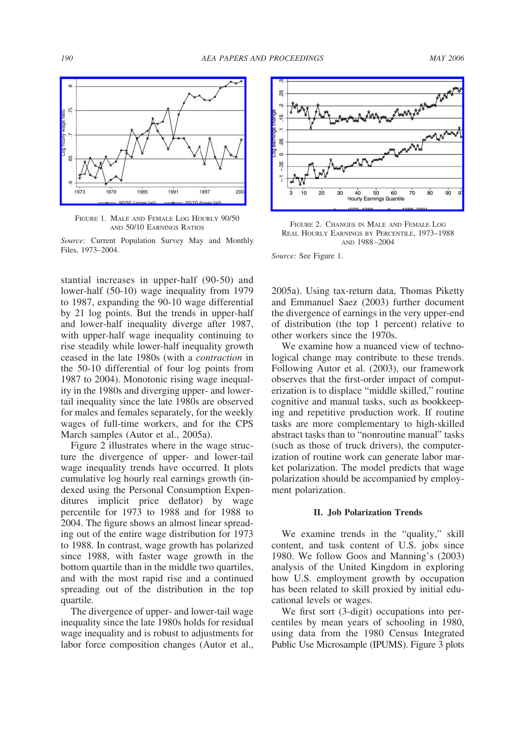FIGURE 1. MALE AND FEMALE LOG HOURLY 90/50 AND 50/10 EARNINGS RATIOS

*Source:* Current Population Survey May and Monthly Files, 1973–2004.

FIGURE 2. CHANGES IN MALE AND FEMALE LOG REAL HOURLY EARNINGS BY PERCENTILE, 1973–1988 AND 1988–2004

*Source:* See Figure 1.

stantial increases in upper-half (90-50) and lower-half (50-10) wage inequality from 1979 to 1987, expanding the 90-10 wage differential by 21 log points. But the trends in upper-half and lower-half inequality diverge after 1987, with upper-half wage inequality continuing to rise steadily while lower-half inequality growth ceased in the late 1980s (with a *contraction* in the 50-10 differential of four log points from 1987 to 2004). Monotonic rising wage inequality in the 1980s and diverging upper- and lower-tail inequality since the late 1980s are observed for males and females separately, for the weekly wages of full-time workers, and for the CPS March samples (Autor et al., 2005a).

Figure 2 illustrates where in the wage structure the divergence of upper- and lower-tail wage inequality trends have occurred. It plots cumulative log hourly real earnings growth (indexed using the Personal Consumption Expenditures implicit price deflator) by wage percentile for 1973 to 1988 and for 1988 to 2004. The figure shows an almost linear spreading out of the entire wage distribution for 1973 to 1988. In contrast, wage growth has polarized since 1988, with faster wage growth in the bottom quartile than in the middle two quartiles, and with the most rapid rise and a continued spreading out of the distribution in the top quartile.

The divergence of upper- and lower-tail wage inequality since the late 1980s holds for residual wage inequality and is robust to adjustments for labor force composition changes (Autor et al., 2005a). Using tax-return data, Thomas Piketty and Emmanuel Saez (2003) further document the divergence of earnings in the very upper-end of distribution (the top 1 percent) relative to other workers since the 1970s.

We examine how a nuanced view of technological change may contribute to these trends. Following Autor et al. (2003), our framework observes that the first-order impact of computerization is to displace "middle skilled," routine cognitive and manual tasks, such as bookkeeping and repetitive production work. If routine tasks are more complementary to high-skilled abstract tasks than to "nonroutine manual" tasks (such as those of truck drivers), the computerization of routine work can generate labor market polarization. The model predicts that wage polarization should be accompanied by employment polarization.

## II. Job Polarization Trends

We examine trends in the "quality," skill content, and task content of U.S. jobs since 1980. We follow Goos and Manning's (2003) analysis of the United Kingdom in exploring how U.S. employment growth by occupation has been related to skill proxied by initial educational levels or wages.

We first sort (3-digit) occupations into percentiles by mean years of schooling in 1980, using data from the 1980 Census Integrated Public Use Microsample (IPUMS). Figure 3 plots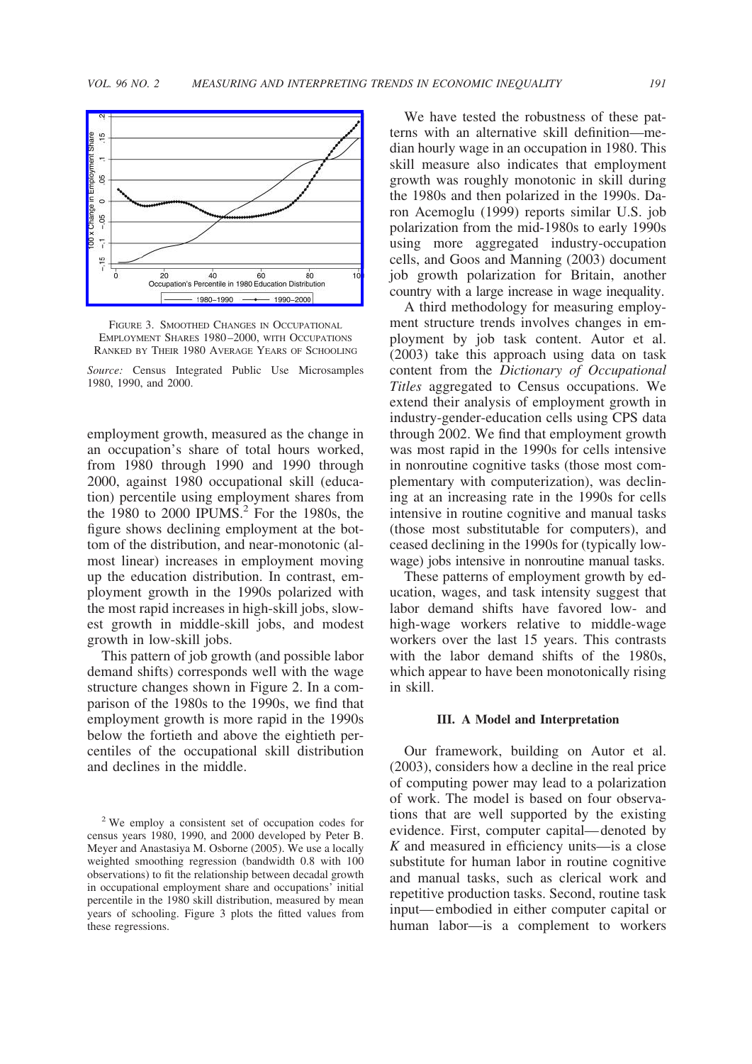FIGURE 3. SMOOTHED CHANGES IN OCCUPATIONAL EMPLOYMENT SHARES 1980–2000, WITH OCCUPATIONS RANKED BY THEIR 1980 AVERAGE YEARS OF SCHOOLING

*Source:* Census Integrated Public Use Microsamples 1980, 1990, and 2000.

employment growth, measured as the change in an occupation's share of total hours worked, from 1980 through 1990 and 1990 through 2000, against 1980 occupational skill (education) percentile using employment shares from the 1980 to 2000 IPUMS.[2] For the 1980s, the figure shows declining employment at the bottom of the distribution, and near-monotonic (almost linear) increases in employment moving up the education distribution. In contrast, employment growth in the 1990s polarized with the most rapid increases in high-skill jobs, slowest growth in middle-skill jobs, and modest growth in low-skill jobs.

This pattern of job growth (and possible labor demand shifts) corresponds well with the wage structure changes shown in Figure 2. In a comparison of the 1980s to the 1990s, we find that employment growth is more rapid in the 1990s below the fortieth and above the eightieth percentiles of the occupational skill distribution and declines in the middle.

We have tested the robustness of these patterns with an alternative skill definition—median hourly wage in an occupation in 1980. This skill measure also indicates that employment growth was roughly monotonic in skill during the 1980s and then polarized in the 1990s. Daron Acemoglu (1999) reports similar U.S. job polarization from the mid-1980s to early 1990s using more aggregated industry-occupation cells, and Goos and Manning (2003) document job growth polarization for Britain, another country with a large increase in wage inequality.

A third methodology for measuring employment structure trends involves changes in employment by job task content. Autor et al. (2003) take this approach using data on task content from the *Dictionary of Occupational Titles* aggregated to Census occupations. We extend their analysis of employment growth in industry-gender-education cells using CPS data through 2002. We find that employment growth was most rapid in the 1990s for cells intensive in nonroutine cognitive tasks (those most complementary with computerization), was declining at an increasing rate in the 1990s for cells intensive in routine cognitive and manual tasks (those most substitutable for computers), and ceased declining in the 1990s for (typically low-wage) jobs intensive in nonroutine manual tasks.

These patterns of employment growth by education, wages, and task intensity suggest that labor demand shifts have favored low- and high-wage workers relative to middle-wage workers over the last 15 years. This contrasts with the labor demand shifts of the 1980s, which appear to have been monotonically rising in skill.

## III. A Model and Interpretation

Our framework, building on Autor et al. (2003), considers how a decline in the real price of computing power may lead to a polarization of work. The model is based on four observations that are well supported by the existing evidence. First, computer capital—denoted by $K$ and measured in efficiency units—is a close substitute for human labor in routine cognitive and manual tasks, such as clerical work and repetitive production tasks. Second, routine task input—embodied in either computer capital or human labor—is a complement to workers

[2] We employ a consistent set of occupation codes for census years 1980, 1990, and 2000 developed by Peter B. Meyer and Anastasiya M. Osborne (2005). We use a locally weighted smoothing regression (bandwidth 0.8 with 100 observations) to fit the relationship between decadal growth in occupational employment share and occupations' initial percentile in the 1980 skill distribution, measured by mean years of schooling. Figure 3 plots the fitted values from these regressions.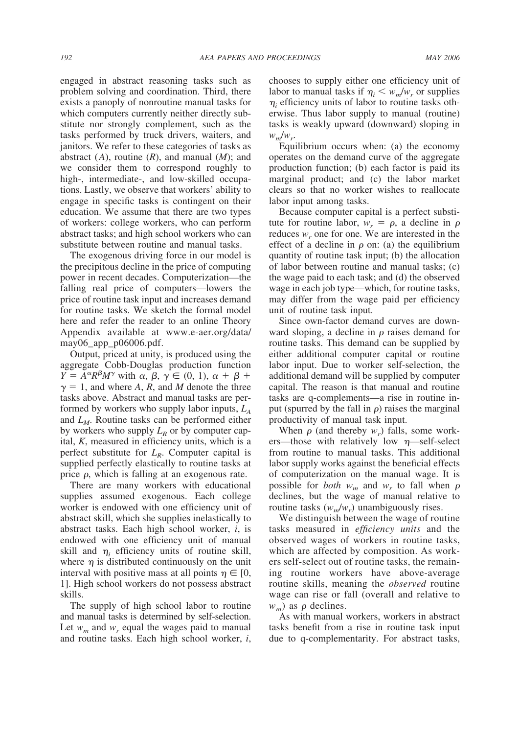engaged in abstract reasoning tasks such as problem solving and coordination. Third, there exists a panoply of nonroutine manual tasks for which computers currently neither directly substitute nor strongly complement, such as the tasks performed by truck drivers, waiters, and janitors. We refer to these categories of tasks as abstract ($A$), routine ($R$), and manual ($M$); and we consider them to correspond roughly to high-, intermediate-, and low-skilled occupations. Lastly, we observe that workers' ability to engage in specific tasks is contingent on their education. We assume that there are two types of workers: college workers, who can perform abstract tasks; and high school workers who can substitute between routine and manual tasks.

The exogenous driving force in our model is the precipitous decline in the price of computing power in recent decades. Computerization—the falling real price of computers—lowers the price of routine task input and increases demand for routine tasks. We sketch the formal model here and refer the reader to an online Theory Appendix available at www.e-aer.org/data/may06_app_p06006.pdf.

Output, priced at unity, is produced using the aggregate Cobb-Douglas production function $Y = A^{\alpha}R^{\beta}M^{\gamma}$ with $\alpha, \beta, \gamma \in (0, 1)$, $\alpha + \beta + \gamma = 1$, and where $A$, $R$, and $M$ denote the three tasks above. Abstract and manual tasks are performed by workers who supply labor inputs, $L_A$ and $L_M$. Routine tasks can be performed either by workers who supply $L_R$ or by computer capital, $K$, measured in efficiency units, which is a perfect substitute for $L_R$. Computer capital is supplied perfectly elastically to routine tasks at price $\rho$, which is falling at an exogenous rate.

There are many workers with educational supplies assumed exogenous. Each college worker is endowed with one efficiency unit of abstract skill, which she supplies inelastically to abstract tasks. Each high school worker, $i$, is endowed with one efficiency unit of manual skill and $\eta_i$ efficiency units of routine skill, where $\eta$ is distributed continuously on the unit interval with positive mass at all points $\eta \in [0, 1]$. High school workers do not possess abstract skills.

The supply of high school labor to routine and manual tasks is determined by self-selection. Let $w_m$ and $w_r$ equal the wages paid to manual and routine tasks. Each high school worker, $i$, chooses to supply either one efficiency unit of labor to manual tasks if $\eta_i < w_m/w_r$ or supplies $\eta_i$ efficiency units of labor to routine tasks otherwise. Thus labor supply to manual (routine) tasks is weakly upward (downward) sloping in $w_m/w_r$.

Equilibrium occurs when: (a) the economy operates on the demand curve of the aggregate production function; (b) each factor is paid its marginal product; and (c) the labor market clears so that no worker wishes to reallocate labor input among tasks.

Because computer capital is a perfect substitute for routine labor, $w_r = \rho$, a decline in $\rho$ reduces $w_r$ one for one. We are interested in the effect of a decline in $\rho$ on: (a) the equilibrium quantity of routine task input; (b) the allocation of labor between routine and manual tasks; (c) the wage paid to each task; and (d) the observed wage in each job type—which, for routine tasks, may differ from the wage paid per efficiency unit of routine task input.

Since own-factor demand curves are downward sloping, a decline in $\rho$ raises demand for routine tasks. This demand can be supplied by either additional computer capital or routine labor input. Due to worker self-selection, the additional demand will be supplied by computer capital. The reason is that manual and routine tasks are q-complements—a rise in routine input (spurred by the fall in $\rho$) raises the marginal productivity of manual task input.

When $\rho$ (and thereby $w_r$) falls, some workers—those with relatively low $\eta$—self-select from routine to manual tasks. This additional labor supply works against the beneficial effects of computerization on the manual wage. It is possible for *both* $w_m$ and $w_r$ to fall when $\rho$ declines, but the wage of manual relative to routine tasks ($w_m/w_r$) unambiguously rises.

We distinguish between the wage of routine tasks measured in *efficiency units* and the observed wages of workers in routine tasks, which are affected by composition. As workers self-select out of routine tasks, the remaining routine workers have above-average routine skills, meaning the *observed* routine wage can rise or fall (overall and relative to $w_m$) as $\rho$ declines.

As with manual workers, workers in abstract tasks benefit from a rise in routine task input due to q-complementarity. For abstract tasks,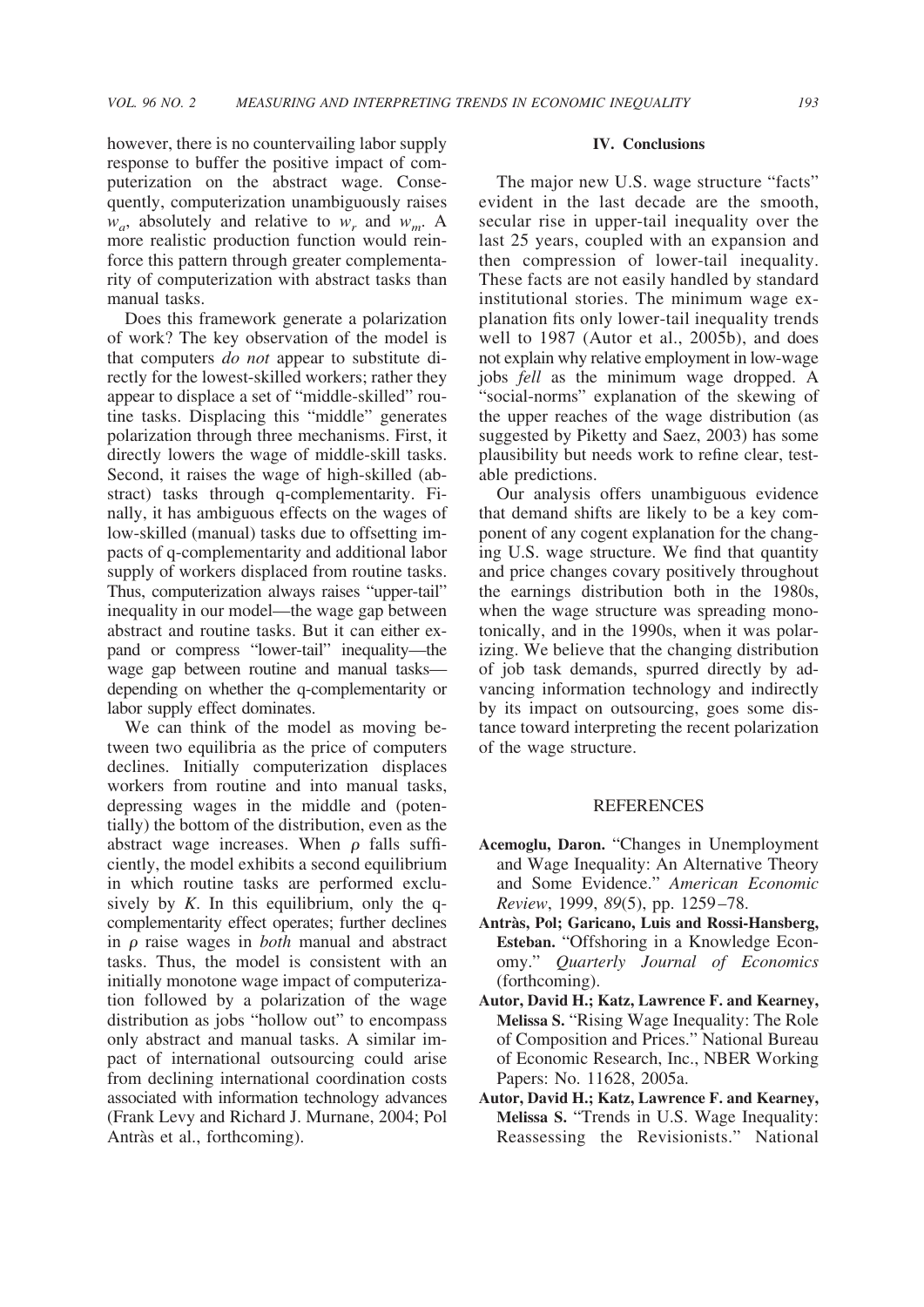however, there is no countervailing labor supply response to buffer the positive impact of computerization on the abstract wage. Consequently, computerization unambiguously raises $w_a$, absolutely and relative to $w_r$ and $w_m$. A more realistic production function would reinforce this pattern through greater complementarity of computerization with abstract tasks than manual tasks.

Does this framework generate a polarization of work? The key observation of the model is that computers *do not* appear to substitute directly for the lowest-skilled workers; rather they appear to displace a set of "middle-skilled" routine tasks. Displacing this "middle" generates polarization through three mechanisms. First, it directly lowers the wage of middle-skill tasks. Second, it raises the wage of high-skilled (abstract) tasks through q-complementarity. Finally, it has ambiguous effects on the wages of low-skilled (manual) tasks due to offsetting impacts of q-complementarity and additional labor supply of workers displaced from routine tasks. Thus, computerization always raises "upper-tail" inequality in our model—the wage gap between abstract and routine tasks. But it can either expand or compress "lower-tail" inequality—the wage gap between routine and manual tasks—depending on whether the q-complementarity or labor supply effect dominates.

We can think of the model as moving between two equilibria as the price of computers declines. Initially computerization displaces workers from routine and into manual tasks, depressing wages in the middle and (potentially) the bottom of the distribution, even as the abstract wage increases. When $\rho$ falls sufficiently, the model exhibits a second equilibrium in which routine tasks are performed exclusively by $K$. In this equilibrium, only the q-complementarity effect operates; further declines in $\rho$ raise wages in *both* manual and abstract tasks. Thus, the model is consistent with an initially monotone wage impact of computerization followed by a polarization of the wage distribution as jobs "hollow out" to encompass only abstract and manual tasks. A similar impact of international outsourcing could arise from declining international coordination costs associated with information technology advances (Frank Levy and Richard J. Murnane, 2004; Pol Antràs et al., forthcoming).

## IV. Conclusions

The major new U.S. wage structure "facts" evident in the last decade are the smooth, secular rise in upper-tail inequality over the last 25 years, coupled with an expansion and then compression of lower-tail inequality. These facts are not easily handled by standard institutional stories. The minimum wage explanation fits only lower-tail inequality trends well to 1987 (Autor et al., 2005b), and does not explain why relative employment in low-wage jobs *fell* as the minimum wage dropped. A "social-norms" explanation of the skewing of the upper reaches of the wage distribution (as suggested by Piketty and Saez, 2003) has some plausibility but needs work to refine clear, testable predictions.

Our analysis offers unambiguous evidence that demand shifts are likely to be a key component of any cogent explanation for the changing U.S. wage structure. We find that quantity and price changes covary positively throughout the earnings distribution both in the 1980s, when the wage structure was spreading monotonically, and in the 1990s, when it was polarizing. We believe that the changing distribution of job task demands, spurred directly by advancing information technology and indirectly by its impact on outsourcing, goes some distance toward interpreting the recent polarization of the wage structure.

## REFERENCES

**Acemoglu, Daron.** "Changes in Unemployment and Wage Inequality: An Alternative Theory and Some Evidence." *American Economic Review*, 1999, *89*(5), pp. 1259–78.

**Antràs, Pol; Garicano, Luis and Rossi-Hansberg, Esteban.** "Offshoring in a Knowledge Economy." *Quarterly Journal of Economics* (forthcoming).

**Autor, David H.; Katz, Lawrence F. and Kearney, Melissa S.** "Rising Wage Inequality: The Role of Composition and Prices." National Bureau of Economic Research, Inc., NBER Working Papers: No. 11628, 2005a.

**Autor, David H.; Katz, Lawrence F. and Kearney, Melissa S.** "Trends in U.S. Wage Inequality: Reassessing the Revisionists." National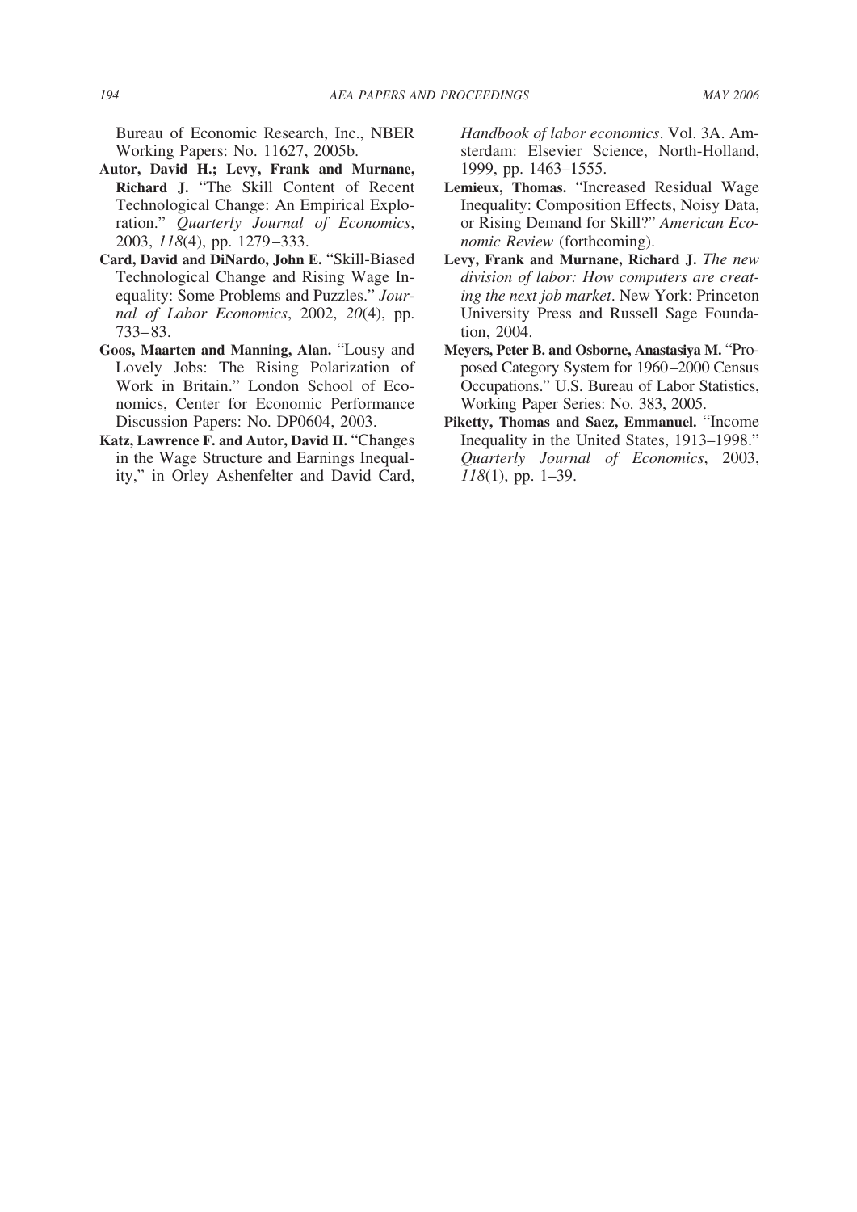Bureau of Economic Research, Inc., NBER Working Papers: No. 11627, 2005b.

**Autor, David H.; Levy, Frank and Murnane, Richard J.** "The Skill Content of Recent Technological Change: An Empirical Exploration." *Quarterly Journal of Economics*, 2003, *118*(4), pp. 1279–333.

**Card, David and DiNardo, John E.** "Skill-Biased Technological Change and Rising Wage Inequality: Some Problems and Puzzles." *Journal of Labor Economics*, 2002, *20*(4), pp. 733–83.

**Goos, Maarten and Manning, Alan.** "Lousy and Lovely Jobs: The Rising Polarization of Work in Britain." London School of Economics, Center for Economic Performance Discussion Papers: No. DP0604, 2003.

**Katz, Lawrence F. and Autor, David H.** "Changes in the Wage Structure and Earnings Inequality," in Orley Ashenfelter and David Card, *Handbook of labor economics*. Vol. 3A. Amsterdam: Elsevier Science, North-Holland, 1999, pp. 1463–1555.

**Lemieux, Thomas.** "Increased Residual Wage Inequality: Composition Effects, Noisy Data, or Rising Demand for Skill?" *American Economic Review* (forthcoming).

**Levy, Frank and Murnane, Richard J.** *The new division of labor: How computers are creating the next job market*. New York: Princeton University Press and Russell Sage Foundation, 2004.

**Meyers, Peter B. and Osborne, Anastasiya M.** "Proposed Category System for 1960–2000 Census Occupations." U.S. Bureau of Labor Statistics, Working Paper Series: No. 383, 2005.

**Piketty, Thomas and Saez, Emmanuel.** "Income Inequality in the United States, 1913–1998." *Quarterly Journal of Economics*, 2003, *118*(1), pp. 1–39.